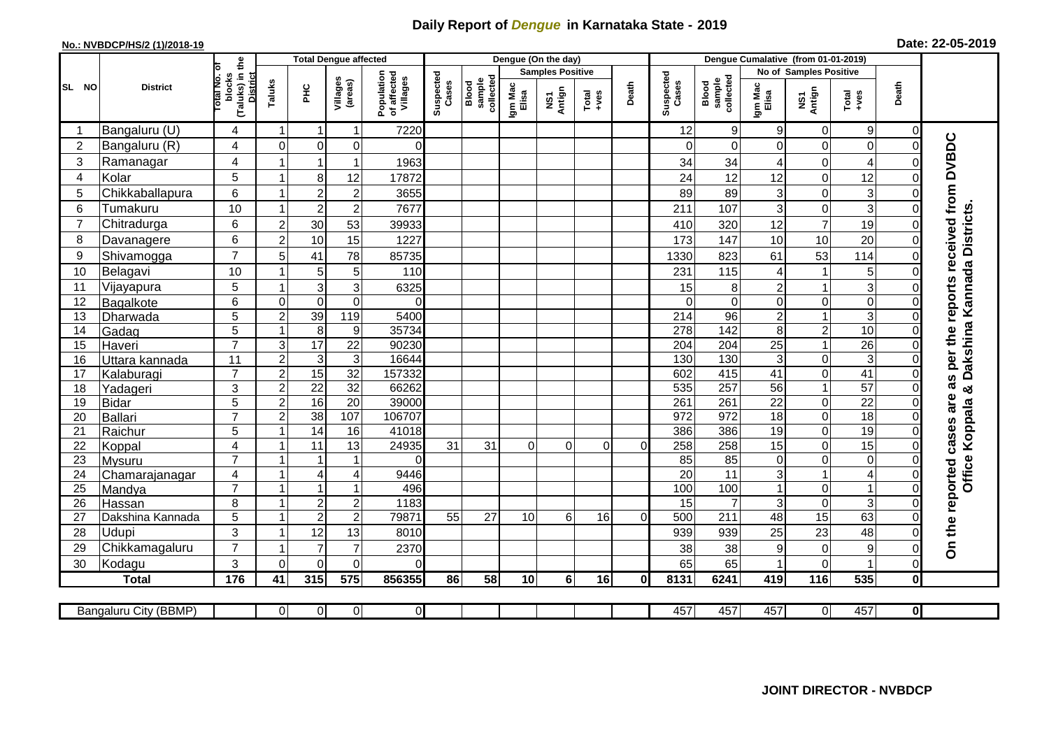# Daily Report of *Dengue* in Karnataka State - 2019

**No.: NVBDCP/HS/2 (1)/2018-19**

**Date: 22-05-2019**

| SL NO | District | Total No. of blocks (Taluks) in the District | Total Dengue affected | | | | Dengue (On the day) | | | | | | | Dengue Cumalative (from 01-01-2019) | | | | | | | |
|---|---|---|---|---|---|---|---|---|---|---|---|---|---|---|---|---|---|---|---|---|
| | | | Taluks | PHC | Villages (areas) | Population of affected Villages | Suspected Cases | Blood sample collected | Samples Positive | | | Death | Suspected Cases | Blood sample collected | No of Samples Positive | | | Death | |
| | | | | | | | | | Igm Mac Elisa | NS1 Antign | Total +ves | | | | Igm Mac Elisa | NS1 Antign | Total +ves | | |
| 1 | Bangaluru (U) | 4 | 1 | 1 | 1 | 7220 | | | | | | | 12 | 9 | 9 | 0 | 9 | 0 | On the reported cases are as per the reports received from DVBDC Office Koppala & Dakshina Kannada Districts. |
| 2 | Bangaluru (R) | 4 | 0 | 0 | 0 | 0 | | | | | | | 0 | 0 | 0 | 0 | 0 | 0 | |
| 3 | Ramanagar | 4 | 1 | 1 | 1 | 1963 | | | | | | | 34 | 34 | 4 | 0 | 4 | 0 | |
| 4 | Kolar | 5 | 1 | 8 | 12 | 17872 | | | | | | | 24 | 12 | 12 | 0 | 12 | 0 | |
| 5 | Chikkaballapura | 6 | 1 | 2 | 2 | 3655 | | | | | | | 89 | 89 | 3 | 0 | 3 | 0 | |
| 6 | Tumakuru | 10 | 1 | 2 | 2 | 7677 | | | | | | | 211 | 107 | 3 | 0 | 3 | 0 | |
| 7 | Chitradurga | 6 | 2 | 30 | 53 | 39933 | | | | | | | 410 | 320 | 12 | 7 | 19 | 0 | |
| 8 | Davanagere | 6 | 2 | 10 | 15 | 1227 | | | | | | | 173 | 147 | 10 | 10 | 20 | 0 | |
| 9 | Shivamogga | 7 | 5 | 41 | 78 | 85735 | | | | | | | 1330 | 823 | 61 | 53 | 114 | 0 | |
| 10 | Belagavi | 10 | 1 | 5 | 5 | 110 | | | | | | | 231 | 115 | 4 | 1 | 5 | 0 | |
| 11 | Vijayapura | 5 | 1 | 3 | 3 | 6325 | | | | | | | 15 | 8 | 2 | 1 | 3 | 0 | |
| 12 | Bagalkote | 6 | 0 | 0 | 0 | 0 | | | | | | | 0 | 0 | 0 | 0 | 0 | 0 | |
| 13 | Dharwada | 5 | 2 | 39 | 119 | 5400 | | | | | | | 214 | 96 | 2 | 1 | 3 | 0 | |
| 14 | Gadag | 5 | 1 | 8 | 9 | 35734 | | | | | | | 278 | 142 | 8 | 2 | 10 | 0 | |
| 15 | Haveri | 7 | 3 | 17 | 22 | 90230 | | | | | | | 204 | 204 | 25 | 1 | 26 | 0 | |
| 16 | Uttara kannada | 11 | 2 | 3 | 3 | 16644 | | | | | | | 130 | 130 | 3 | 0 | 3 | 0 | |
| 17 | Kalaburagi | 7 | 2 | 15 | 32 | 157332 | | | | | | | 602 | 415 | 41 | 0 | 41 | 0 | |
| 18 | Yadageri | 3 | 2 | 22 | 32 | 66262 | | | | | | | 535 | 257 | 56 | 1 | 57 | 0 | |
| 19 | Bidar | 5 | 2 | 16 | 20 | 39000 | | | | | | | 261 | 261 | 22 | 0 | 22 | 0 | |
| 20 | Ballari | 7 | 2 | 38 | 107 | 106707 | | | | | | | 972 | 972 | 18 | 0 | 18 | 0 | |
| 21 | Raichur | 5 | 1 | 14 | 16 | 41018 | | | | | | | 386 | 386 | 19 | 0 | 19 | 0 | |
| 22 | Koppal | 4 | 1 | 11 | 13 | 24935 | 31 | 31 | 0 | 0 | 0 | 0 | 258 | 258 | 15 | 0 | 15 | 0 | |
| 23 | Mysuru | 7 | 1 | 1 | 1 | 0 | | | | | | | 85 | 85 | 0 | 0 | 0 | 0 | |
| 24 | Chamarajanagar | 4 | 1 | 4 | 4 | 9446 | | | | | | | 20 | 11 | 3 | 1 | 4 | 0 | |
| 25 | Mandya | 7 | 1 | 1 | 1 | 496 | | | | | | | 100 | 100 | 1 | 0 | 1 | 0 | |
| 26 | Hassan | 8 | 1 | 2 | 2 | 1183 | | | | | | | 15 | 7 | 3 | 0 | 3 | 0 | |
| 27 | Dakshina Kannada | 5 | 1 | 2 | 2 | 79871 | 55 | 27 | 10 | 6 | 16 | 0 | 500 | 211 | 48 | 15 | 63 | 0 | |
| 28 | Udupi | 3 | 1 | 12 | 13 | 8010 | | | | | | | 939 | 939 | 25 | 23 | 48 | 0 | |
| 29 | Chikkamagaluru | 7 | 1 | 7 | 7 | 2370 | | | | | | | 38 | 38 | 9 | 0 | 9 | 0 | |
| 30 | Kodagu | 3 | 0 | 0 | 0 | 0 | | | | | | | 65 | 65 | 1 | 0 | 1 | 0 | |
| **Total** | | **176** | **41** | **315** | **575** | **856355** | **86** | **58** | **10** | **6** | **16** | **0** | **8131** | **6241** | **419** | **116** | **535** | **0** | |

| Bangaluru City (BBMP) | | 0 | 0 | 0 | 0 | | | | | | | 457 | 457 | 457 | 0 | 457 | **0** |
|---|---|---|---|---|---|---|---|---|---|---|---|---|---|---|---|---|---|

**JOINT DIRECTOR - NVBDCP**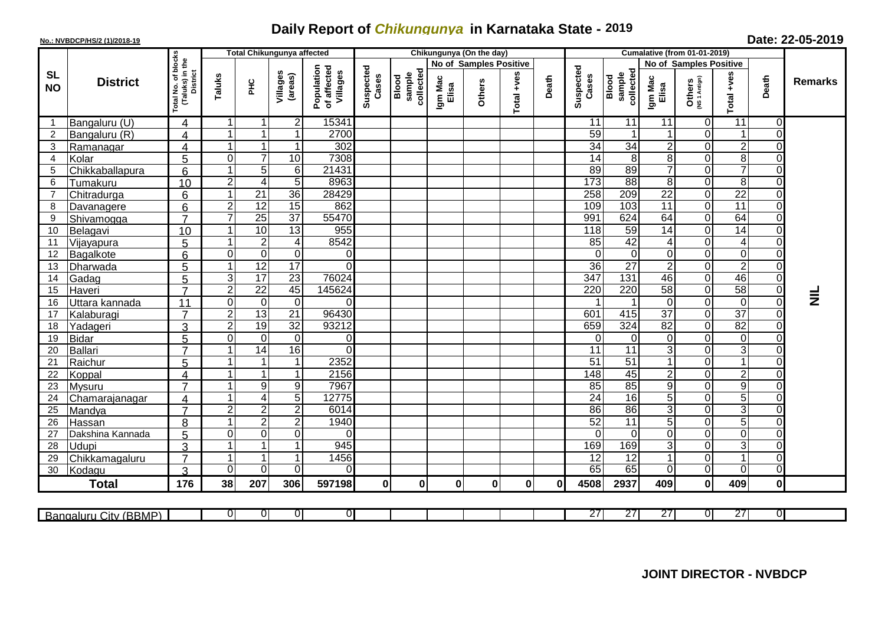# Daily Report of *Chikungunya* in Karnataka State - 2019

**No.: NVBDCP/HS/2 (1)/2018-19**

**Date: 22-05-2019**

| SL NO | District | Total No. of blocks (Taluks) in the District | Total Chikungunya affected | | | | Chikungunya (On the day) | | | | | | | Cumalative (from 01-01-2019) | | | | | | | Remarks |
|---|---|---|---|---|---|---|---|---|---|---|---|---|---|---|---|---|---|---|---|---|---|
| | | | | | | | | | No of Samples Positive | | | | | | | No of Samples Positive | | | | | |
| | | | Taluks | PHC | Villages (areas) | Population of affected Villages | Suspected Cases | Blood sample collected | Igm Mac Elisa | Others | Total +ves | Death | Suspected Cases | Blood sample collected | Igm Mac Elisa | Others (NS 1 Antign) | Total +ves | Death | |
| 1 | Bangaluru (U) | 4 | 1 | 1 | 2 | 15341 | | | | | | | 11 | 11 | 11 | 0 | 11 | 0 | NIL |
| 2 | Bangaluru (R) | 4 | 1 | 1 | 1 | 2700 | | | | | | | 59 | 1 | 1 | 0 | 1 | 0 | |
| 3 | Ramanagar | 4 | 1 | 1 | 1 | 302 | | | | | | | 34 | 34 | 2 | 0 | 2 | 0 | |
| 4 | Kolar | 5 | 0 | 7 | 10 | 7308 | | | | | | | 14 | 8 | 8 | 0 | 8 | 0 | |
| 5 | Chikkaballapura | 6 | 1 | 5 | 6 | 21431 | | | | | | | 89 | 89 | 7 | 0 | 7 | 0 | |
| 6 | Tumakuru | 10 | 2 | 4 | 5 | 8963 | | | | | | | 173 | 88 | 8 | 0 | 8 | 0 | |
| 7 | Chitradurga | 6 | 1 | 21 | 36 | 28429 | | | | | | | 258 | 209 | 22 | 0 | 22 | 0 | |
| 8 | Davanagere | 6 | 2 | 12 | 15 | 862 | | | | | | | 109 | 103 | 11 | 0 | 11 | 0 | |
| 9 | Shivamogga | 7 | 7 | 25 | 37 | 55470 | | | | | | | 991 | 624 | 64 | 0 | 64 | 0 | |
| 10 | Belagavi | 10 | 1 | 10 | 13 | 955 | | | | | | | 118 | 59 | 14 | 0 | 14 | 0 | |
| 11 | Vijayapura | 5 | 1 | 2 | 4 | 8542 | | | | | | | 85 | 42 | 4 | 0 | 4 | 0 | |
| 12 | Bagalkote | 6 | 0 | 0 | 0 | 0 | | | | | | | 0 | 0 | 0 | 0 | 0 | 0 | |
| 13 | Dharwada | 5 | 1 | 12 | 17 | 0 | | | | | | | 36 | 27 | 2 | 0 | 2 | 0 | |
| 14 | Gadag | 5 | 3 | 17 | 23 | 76024 | | | | | | | 347 | 131 | 46 | 0 | 46 | 0 | |
| 15 | Haveri | 7 | 2 | 22 | 45 | 145624 | | | | | | | 220 | 220 | 58 | 0 | 58 | 0 | |
| 16 | Uttara kannada | 11 | 0 | 0 | 0 | 0 | | | | | | | 1 | 1 | 0 | 0 | 0 | 0 | |
| 17 | Kalaburagi | 7 | 2 | 13 | 21 | 96430 | | | | | | | 601 | 415 | 37 | 0 | 37 | 0 | |
| 18 | Yadageri | 3 | 2 | 19 | 32 | 93212 | | | | | | | 659 | 324 | 82 | 0 | 82 | 0 | |
| 19 | Bidar | 5 | 0 | 0 | 0 | 0 | | | | | | | 0 | 0 | 0 | 0 | 0 | 0 | |
| 20 | Ballari | 7 | 1 | 14 | 16 | 0 | | | | | | | 11 | 11 | 3 | 0 | 3 | 0 | |
| 21 | Raichur | 5 | 1 | 1 | 1 | 2352 | | | | | | | 51 | 51 | 1 | 0 | 1 | 0 | |
| 22 | Koppal | 4 | 1 | 1 | 1 | 2156 | | | | | | | 148 | 45 | 2 | 0 | 2 | 0 | |
| 23 | Mysuru | 7 | 1 | 9 | 9 | 7967 | | | | | | | 85 | 85 | 9 | 0 | 9 | 0 | |
| 24 | Chamarajanagar | 4 | 1 | 4 | 5 | 12775 | | | | | | | 24 | 16 | 5 | 0 | 5 | 0 | |
| 25 | Mandya | 7 | 2 | 2 | 2 | 6014 | | | | | | | 86 | 86 | 3 | 0 | 3 | 0 | |
| 26 | Hassan | 8 | 1 | 2 | 2 | 1940 | | | | | | | 52 | 11 | 5 | 0 | 5 | 0 | |
| 27 | Dakshina Kannada | 5 | 0 | 0 | 0 | 0 | | | | | | | 0 | 0 | 0 | 0 | 0 | 0 | |
| 28 | Udupi | 3 | 1 | 1 | 1 | 945 | | | | | | | 169 | 169 | 3 | 0 | 3 | 0 | |
| 29 | Chikkamagaluru | 7 | 1 | 1 | 1 | 1456 | | | | | | | 12 | 12 | 1 | 0 | 1 | 0 | |
| 30 | Kodagu | 3 | 0 | 0 | 0 | 0 | | | | | | | 65 | 65 | 0 | 0 | 0 | 0 | |
| **Total** | | **176** | **38** | **207** | **306** | **597198** | **0** | **0** | **0** | **0** | **0** | **0** | **4508** | **2937** | **409** | **0** | **409** | **0** | |

| | | | | | | | | | | | | | | | | | | | |
|---|---|---|---|---|---|---|---|---|---|---|---|---|---|---|---|---|---|---|---|
| Bangaluru City (BBMP) | | 0 | 0 | 0 | 0 | | | | | | | 27 | 27 | 27 | 0 | 27 | 0 | |

**JOINT DIRECTOR - NVBDCP**